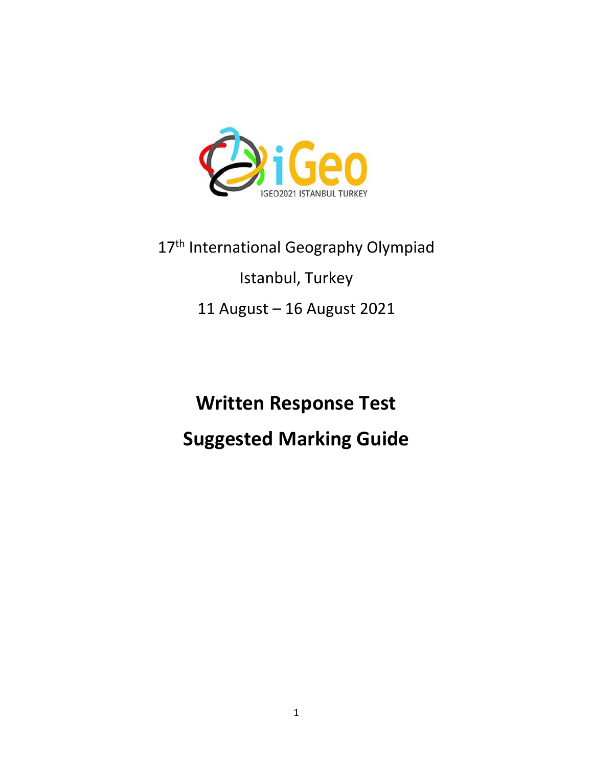IGEO2021 ISTANBUL TURKEY

17th International Geography Olympiad

Istanbul, Turkey

11 August – 16 August 2021

# Written Response Test

# Suggested Marking Guide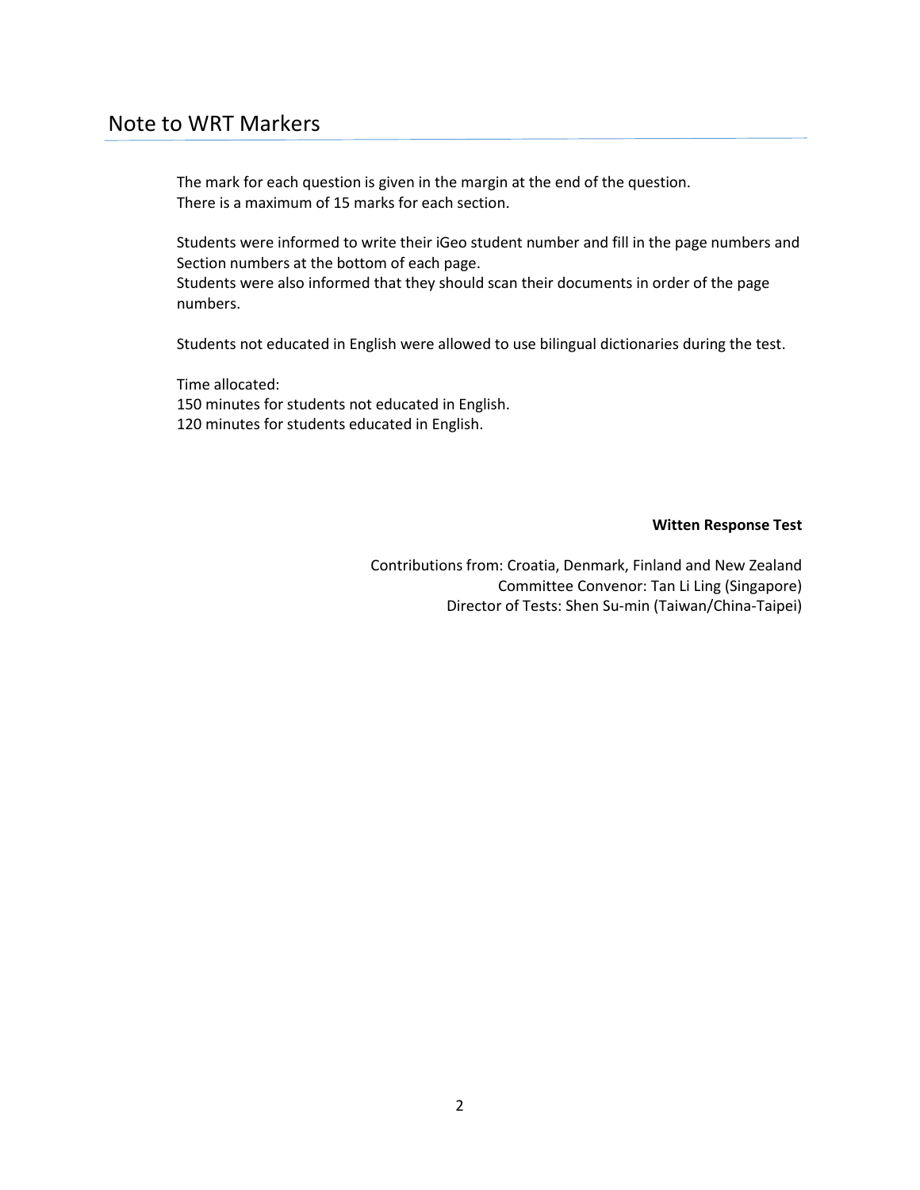## Note to WRT Markers

The mark for each question is given in the margin at the end of the question.
There is a maximum of 15 marks for each section.

Students were informed to write their iGeo student number and fill in the page numbers and Section numbers at the bottom of each page.
Students were also informed that they should scan their documents in order of the page numbers.

Students not educated in English were allowed to use bilingual dictionaries during the test.

Time allocated:
150 minutes for students not educated in English.
120 minutes for students educated in English.

**Witten Response Test**

Contributions from: Croatia, Denmark, Finland and New Zealand
Committee Convenor: Tan Li Ling (Singapore)
Director of Tests: Shen Su-min (Taiwan/China-Taipei)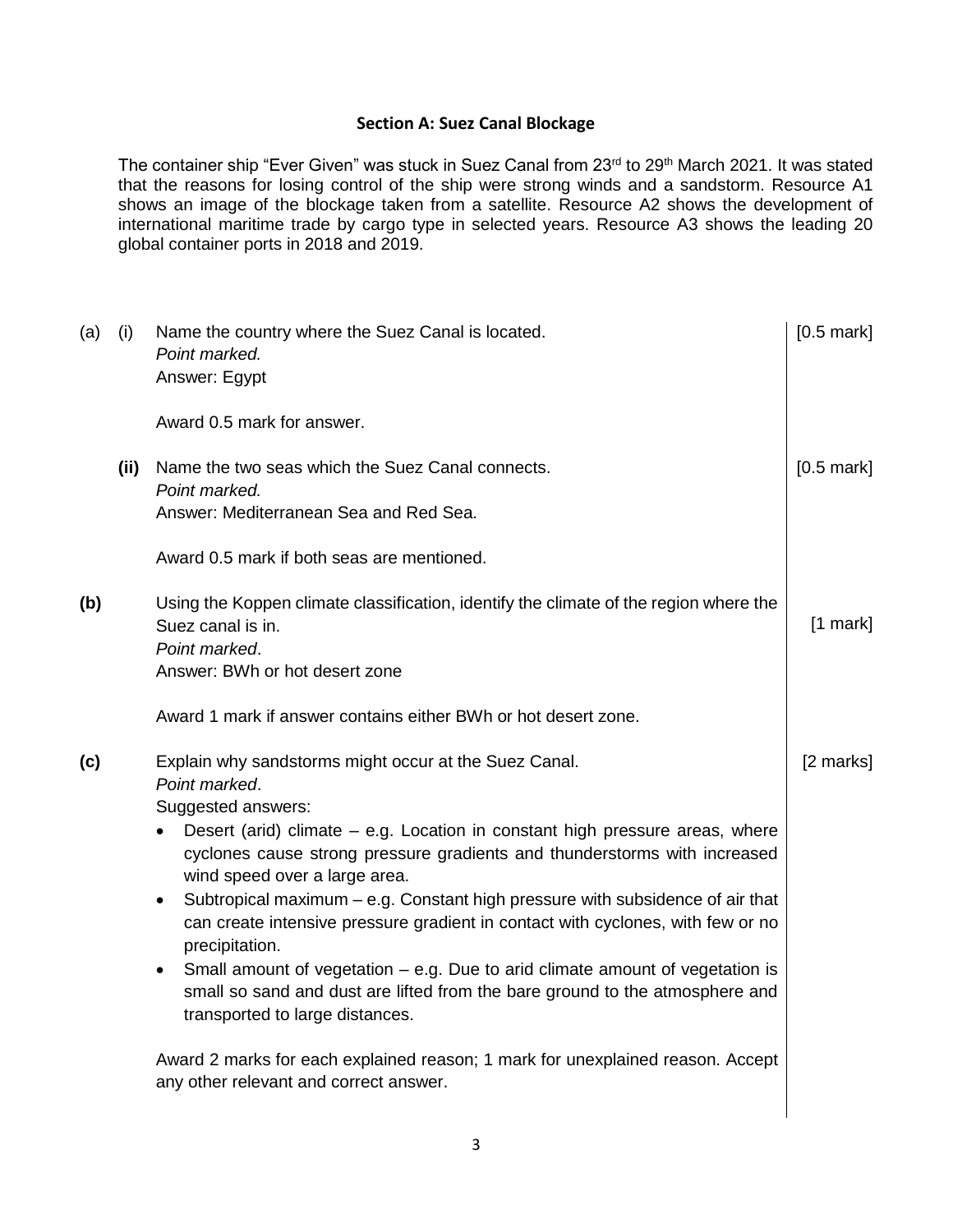## Section A: Suez Canal Blockage

The container ship "Ever Given" was stuck in Suez Canal from 23rd to 29th March 2021. It was stated that the reasons for losing control of the ship were strong winds and a sandstorm. Resource A1 shows an image of the blockage taken from a satellite. Resource A2 shows the development of international maritime trade by cargo type in selected years. Resource A3 shows the leading 20 global container ports in 2018 and 2019.

**(a) (i)** Name the country where the Suez Canal is located. [0.5 mark]

*Point marked.*

Answer: Egypt

Award 0.5 mark for answer.

**(ii)** Name the two seas which the Suez Canal connects. [0.5 mark]

*Point marked.*

Answer: Mediterranean Sea and Red Sea.

Award 0.5 mark if both seas are mentioned.

**(b)** Using the Koppen climate classification, identify the climate of the region where the Suez canal is in. [1 mark]

*Point marked*.

Answer: BWh or hot desert zone

Award 1 mark if answer contains either BWh or hot desert zone.

**(c)** Explain why sandstorms might occur at the Suez Canal. [2 marks]

*Point marked*.

Suggested answers:

- Desert (arid) climate – e.g. Location in constant high pressure areas, where cyclones cause strong pressure gradients and thunderstorms with increased wind speed over a large area.
- Subtropical maximum – e.g. Constant high pressure with subsidence of air that can create intensive pressure gradient in contact with cyclones, with few or no precipitation.
- Small amount of vegetation – e.g. Due to arid climate amount of vegetation is small so sand and dust are lifted from the bare ground to the atmosphere and transported to large distances.

Award 2 marks for each explained reason; 1 mark for unexplained reason. Accept any other relevant and correct answer.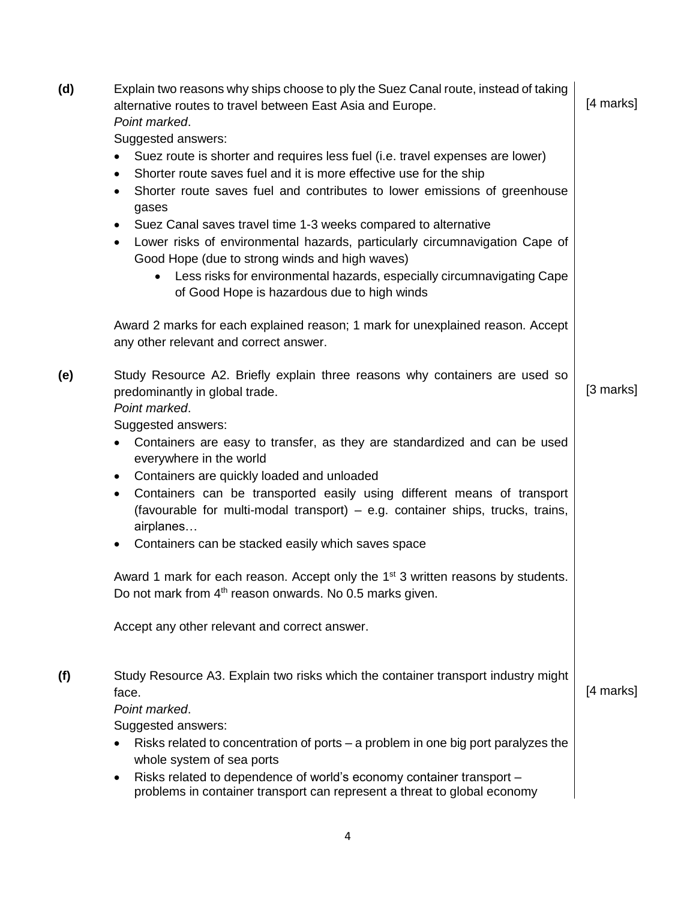**(d)** Explain two reasons why ships choose to ply the Suez Canal route, instead of taking alternative routes to travel between East Asia and Europe. [4 marks]

*Point marked*.

Suggested answers:

- Suez route is shorter and requires less fuel (i.e. travel expenses are lower)
- Shorter route saves fuel and it is more effective use for the ship
- Shorter route saves fuel and contributes to lower emissions of greenhouse gases
- Suez Canal saves travel time 1-3 weeks compared to alternative
- Lower risks of environmental hazards, particularly circumnavigation Cape of Good Hope (due to strong winds and high waves)
    - Less risks for environmental hazards, especially circumnavigating Cape of Good Hope is hazardous due to high winds

Award 2 marks for each explained reason; 1 mark for unexplained reason. Accept any other relevant and correct answer.

**(e)** Study Resource A2. Briefly explain three reasons why containers are used so predominantly in global trade. [3 marks]

*Point marked*.

Suggested answers:

- Containers are easy to transfer, as they are standardized and can be used everywhere in the world
- Containers are quickly loaded and unloaded
- Containers can be transported easily using different means of transport (favourable for multi-modal transport) – e.g. container ships, trucks, trains, airplanes…
- Containers can be stacked easily which saves space

Award 1 mark for each reason. Accept only the 1st 3 written reasons by students. Do not mark from 4th reason onwards. No 0.5 marks given.

Accept any other relevant and correct answer.

**(f)** Study Resource A3. Explain two risks which the container transport industry might face. [4 marks]

*Point marked*.

Suggested answers:

- Risks related to concentration of ports – a problem in one big port paralyzes the whole system of sea ports
- Risks related to dependence of world's economy container transport – problems in container transport can represent a threat to global economy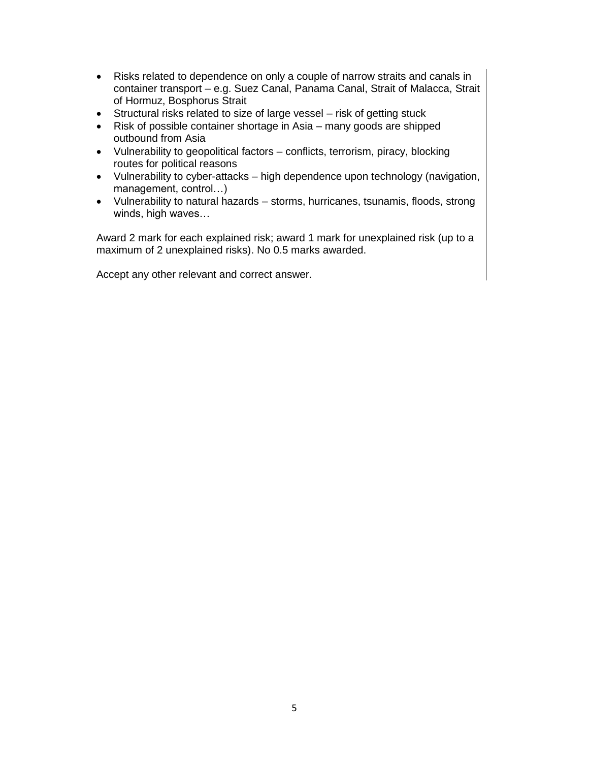- Risks related to dependence on only a couple of narrow straits and canals in container transport – e.g. Suez Canal, Panama Canal, Strait of Malacca, Strait of Hormuz, Bosphorus Strait
- Structural risks related to size of large vessel – risk of getting stuck
- Risk of possible container shortage in Asia – many goods are shipped outbound from Asia
- Vulnerability to geopolitical factors – conflicts, terrorism, piracy, blocking routes for political reasons
- Vulnerability to cyber-attacks – high dependence upon technology (navigation, management, control…)
- Vulnerability to natural hazards – storms, hurricanes, tsunamis, floods, strong winds, high waves…

Award 2 mark for each explained risk; award 1 mark for unexplained risk (up to a maximum of 2 unexplained risks). No 0.5 marks awarded.

Accept any other relevant and correct answer.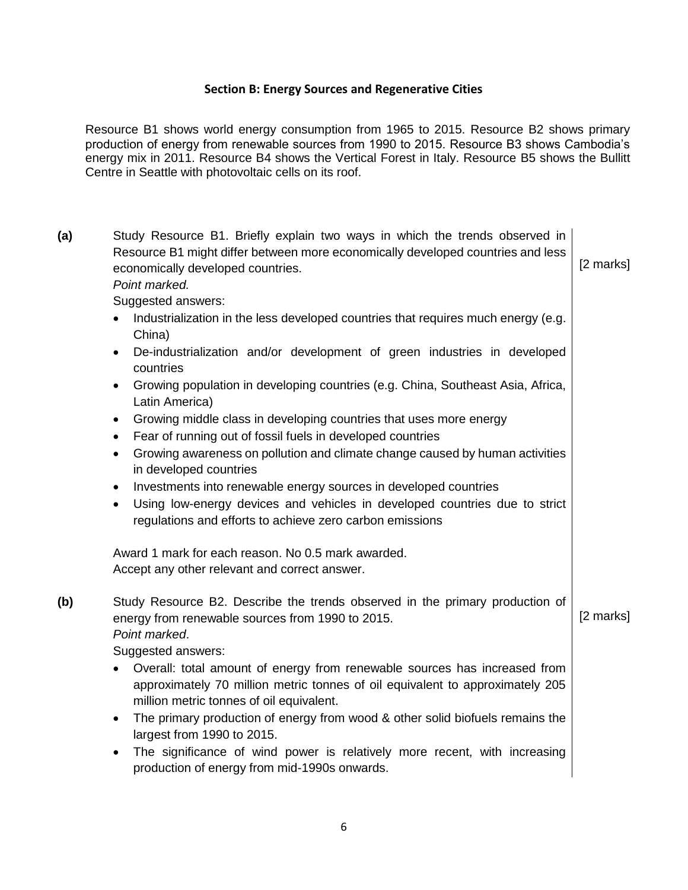## Section B: Energy Sources and Regenerative Cities

Resource B1 shows world energy consumption from 1965 to 2015. Resource B2 shows primary production of energy from renewable sources from 1990 to 2015. Resource B3 shows Cambodia's energy mix in 2011. Resource B4 shows the Vertical Forest in Italy. Resource B5 shows the Bullitt Centre in Seattle with photovoltaic cells on its roof.

**(a)** Study Resource B1. Briefly explain two ways in which the trends observed in Resource B1 might differ between more economically developed countries and less economically developed countries. [2 marks]

*Point marked.*

Suggested answers:

- Industrialization in the less developed countries that requires much energy (e.g. China)
- De-industrialization and/or development of green industries in developed countries
- Growing population in developing countries (e.g. China, Southeast Asia, Africa, Latin America)
- Growing middle class in developing countries that uses more energy
- Fear of running out of fossil fuels in developed countries
- Growing awareness on pollution and climate change caused by human activities in developed countries
- Investments into renewable energy sources in developed countries
- Using low-energy devices and vehicles in developed countries due to strict regulations and efforts to achieve zero carbon emissions

Award 1 mark for each reason. No 0.5 mark awarded.
Accept any other relevant and correct answer.

**(b)** Study Resource B2. Describe the trends observed in the primary production of energy from renewable sources from 1990 to 2015. [2 marks]

*Point marked*.

Suggested answers:

- Overall: total amount of energy from renewable sources has increased from approximately 70 million metric tonnes of oil equivalent to approximately 205 million metric tonnes of oil equivalent.
- The primary production of energy from wood & other solid biofuels remains the largest from 1990 to 2015.
- The significance of wind power is relatively more recent, with increasing production of energy from mid-1990s onwards.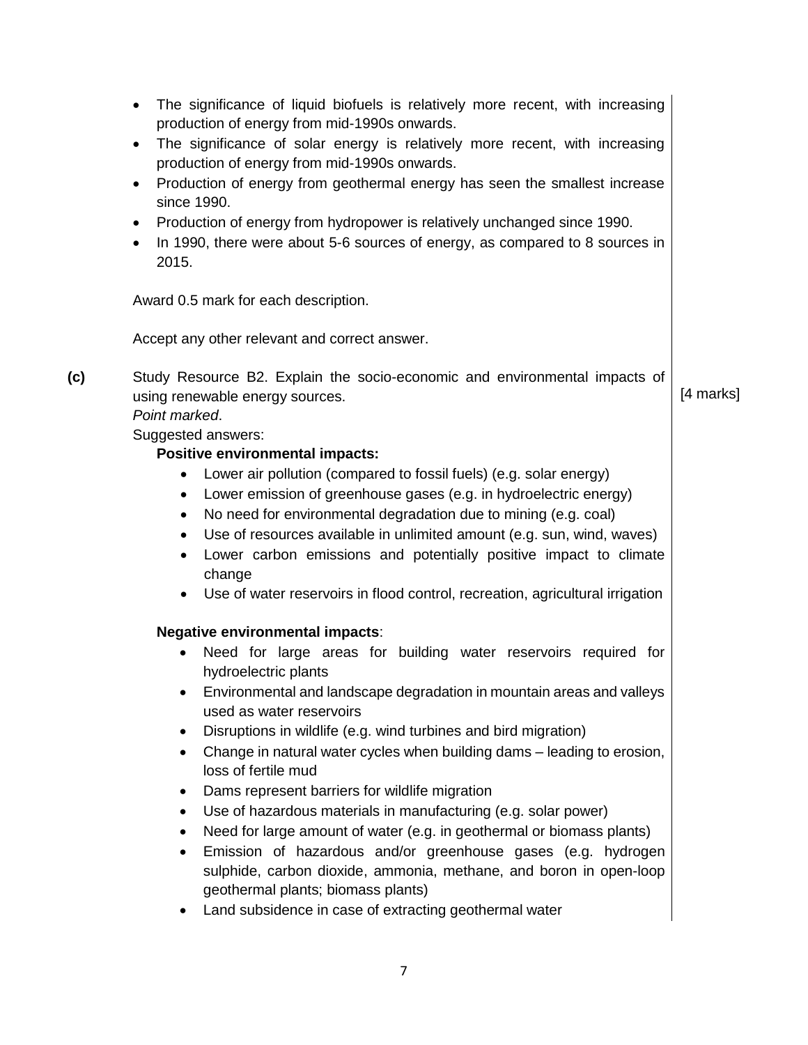- The significance of liquid biofuels is relatively more recent, with increasing production of energy from mid-1990s onwards.
- The significance of solar energy is relatively more recent, with increasing production of energy from mid-1990s onwards.
- Production of energy from geothermal energy has seen the smallest increase since 1990.
- Production of energy from hydropower is relatively unchanged since 1990.
- In 1990, there were about 5-6 sources of energy, as compared to 8 sources in 2015.

Award 0.5 mark for each description.

Accept any other relevant and correct answer.

**(c)** Study Resource B2. Explain the socio-economic and environmental impacts of using renewable energy sources. [4 marks]

*Point marked*.

Suggested answers:

**Positive environmental impacts:**

- Lower air pollution (compared to fossil fuels) (e.g. solar energy)
- Lower emission of greenhouse gases (e.g. in hydroelectric energy)
- No need for environmental degradation due to mining (e.g. coal)
- Use of resources available in unlimited amount (e.g. sun, wind, waves)
- Lower carbon emissions and potentially positive impact to climate change
- Use of water reservoirs in flood control, recreation, agricultural irrigation

**Negative environmental impacts**:

- Need for large areas for building water reservoirs required for hydroelectric plants
- Environmental and landscape degradation in mountain areas and valleys used as water reservoirs
- Disruptions in wildlife (e.g. wind turbines and bird migration)
- Change in natural water cycles when building dams – leading to erosion, loss of fertile mud
- Dams represent barriers for wildlife migration
- Use of hazardous materials in manufacturing (e.g. solar power)
- Need for large amount of water (e.g. in geothermal or biomass plants)
- Emission of hazardous and/or greenhouse gases (e.g. hydrogen sulphide, carbon dioxide, ammonia, methane, and boron in open-loop geothermal plants; biomass plants)
- Land subsidence in case of extracting geothermal water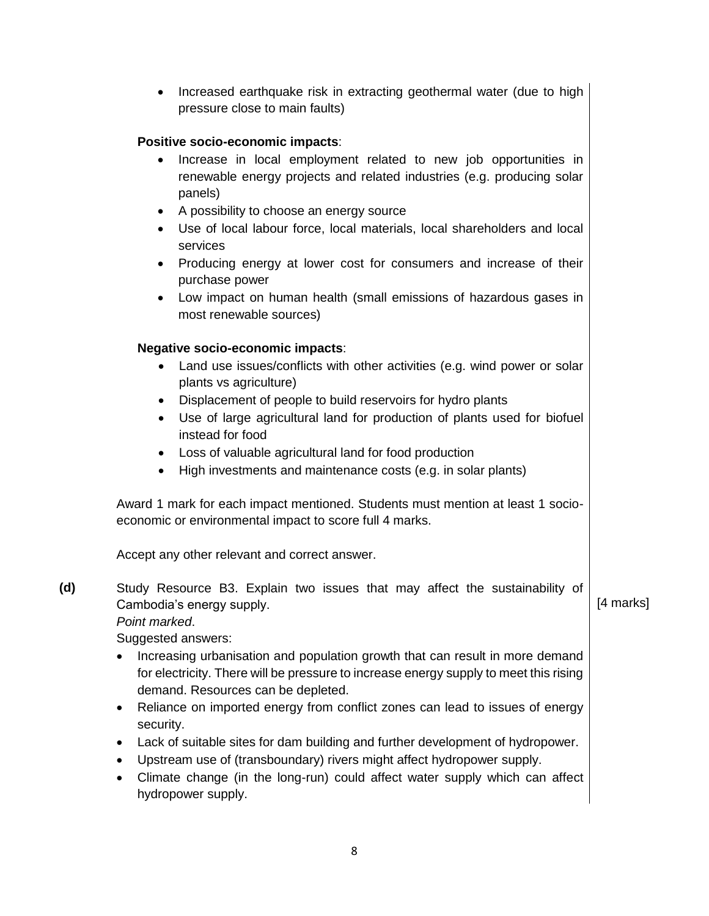- Increased earthquake risk in extracting geothermal water (due to high pressure close to main faults)

**Positive socio-economic impacts**:

- Increase in local employment related to new job opportunities in renewable energy projects and related industries (e.g. producing solar panels)
- A possibility to choose an energy source
- Use of local labour force, local materials, local shareholders and local services
- Producing energy at lower cost for consumers and increase of their purchase power
- Low impact on human health (small emissions of hazardous gases in most renewable sources)

**Negative socio-economic impacts**:

- Land use issues/conflicts with other activities (e.g. wind power or solar plants vs agriculture)
- Displacement of people to build reservoirs for hydro plants
- Use of large agricultural land for production of plants used for biofuel instead for food
- Loss of valuable agricultural land for food production
- High investments and maintenance costs (e.g. in solar plants)

Award 1 mark for each impact mentioned. Students must mention at least 1 socio-economic or environmental impact to score full 4 marks.

Accept any other relevant and correct answer.

**(d)** Study Resource B3. Explain two issues that may affect the sustainability of Cambodia's energy supply. [4 marks]

*Point marked*.

Suggested answers:

- Increasing urbanisation and population growth that can result in more demand for electricity. There will be pressure to increase energy supply to meet this rising demand. Resources can be depleted.
- Reliance on imported energy from conflict zones can lead to issues of energy security.
- Lack of suitable sites for dam building and further development of hydropower.
- Upstream use of (transboundary) rivers might affect hydropower supply.
- Climate change (in the long-run) could affect water supply which can affect hydropower supply.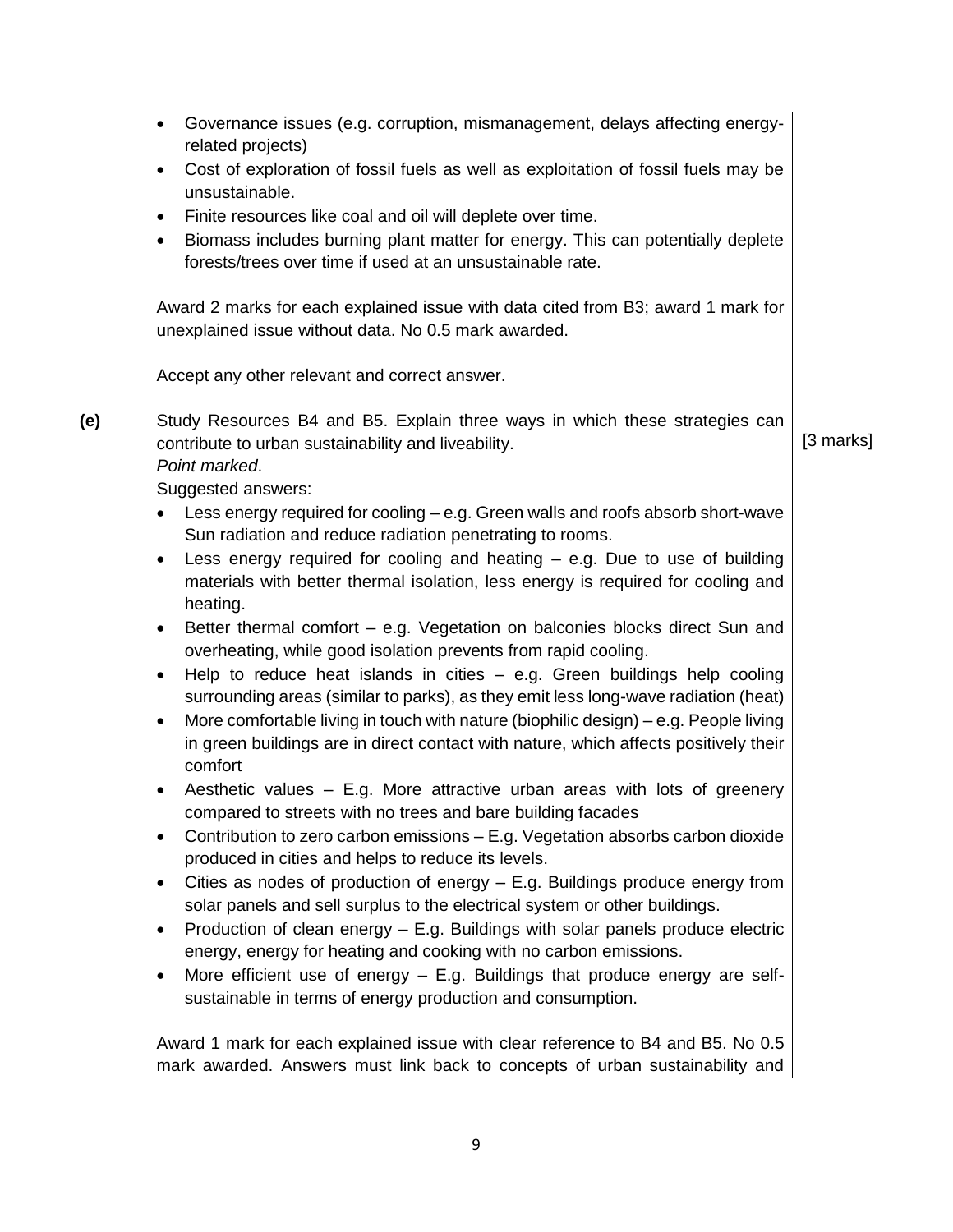- Governance issues (e.g. corruption, mismanagement, delays affecting energy-related projects)
- Cost of exploration of fossil fuels as well as exploitation of fossil fuels may be unsustainable.
- Finite resources like coal and oil will deplete over time.
- Biomass includes burning plant matter for energy. This can potentially deplete forests/trees over time if used at an unsustainable rate.

Award 2 marks for each explained issue with data cited from B3; award 1 mark for unexplained issue without data. No 0.5 mark awarded.

Accept any other relevant and correct answer.

**(e)** Study Resources B4 and B5. Explain three ways in which these strategies can contribute to urban sustainability and liveability. [3 marks]

*Point marked*.

Suggested answers:

- Less energy required for cooling – e.g. Green walls and roofs absorb short-wave Sun radiation and reduce radiation penetrating to rooms.
- Less energy required for cooling and heating – e.g. Due to use of building materials with better thermal isolation, less energy is required for cooling and heating.
- Better thermal comfort – e.g. Vegetation on balconies blocks direct Sun and overheating, while good isolation prevents from rapid cooling.
- Help to reduce heat islands in cities – e.g. Green buildings help cooling surrounding areas (similar to parks), as they emit less long-wave radiation (heat)
- More comfortable living in touch with nature (biophilic design) – e.g. People living in green buildings are in direct contact with nature, which affects positively their comfort
- Aesthetic values – E.g. More attractive urban areas with lots of greenery compared to streets with no trees and bare building facades
- Contribution to zero carbon emissions – E.g. Vegetation absorbs carbon dioxide produced in cities and helps to reduce its levels.
- Cities as nodes of production of energy – E.g. Buildings produce energy from solar panels and sell surplus to the electrical system or other buildings.
- Production of clean energy – E.g. Buildings with solar panels produce electric energy, energy for heating and cooking with no carbon emissions.
- More efficient use of energy – E.g. Buildings that produce energy are self-sustainable in terms of energy production and consumption.

Award 1 mark for each explained issue with clear reference to B4 and B5. No 0.5 mark awarded. Answers must link back to concepts of urban sustainability and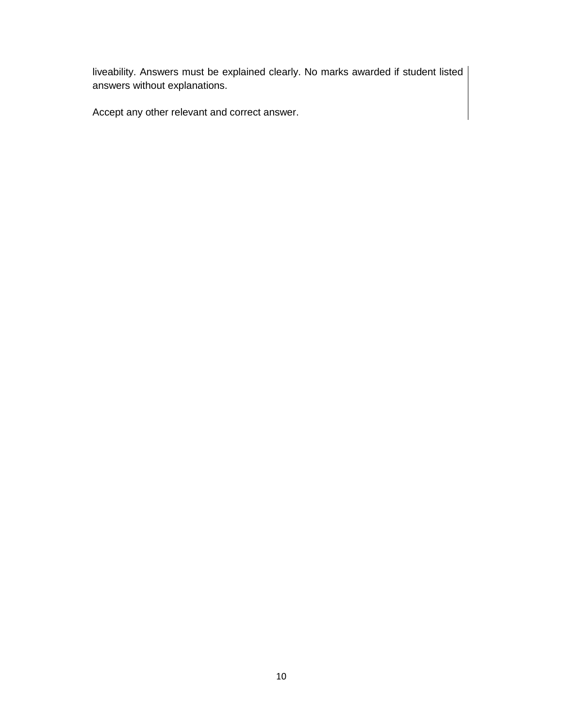liveability. Answers must be explained clearly. No marks awarded if student listed answers without explanations.

Accept any other relevant and correct answer.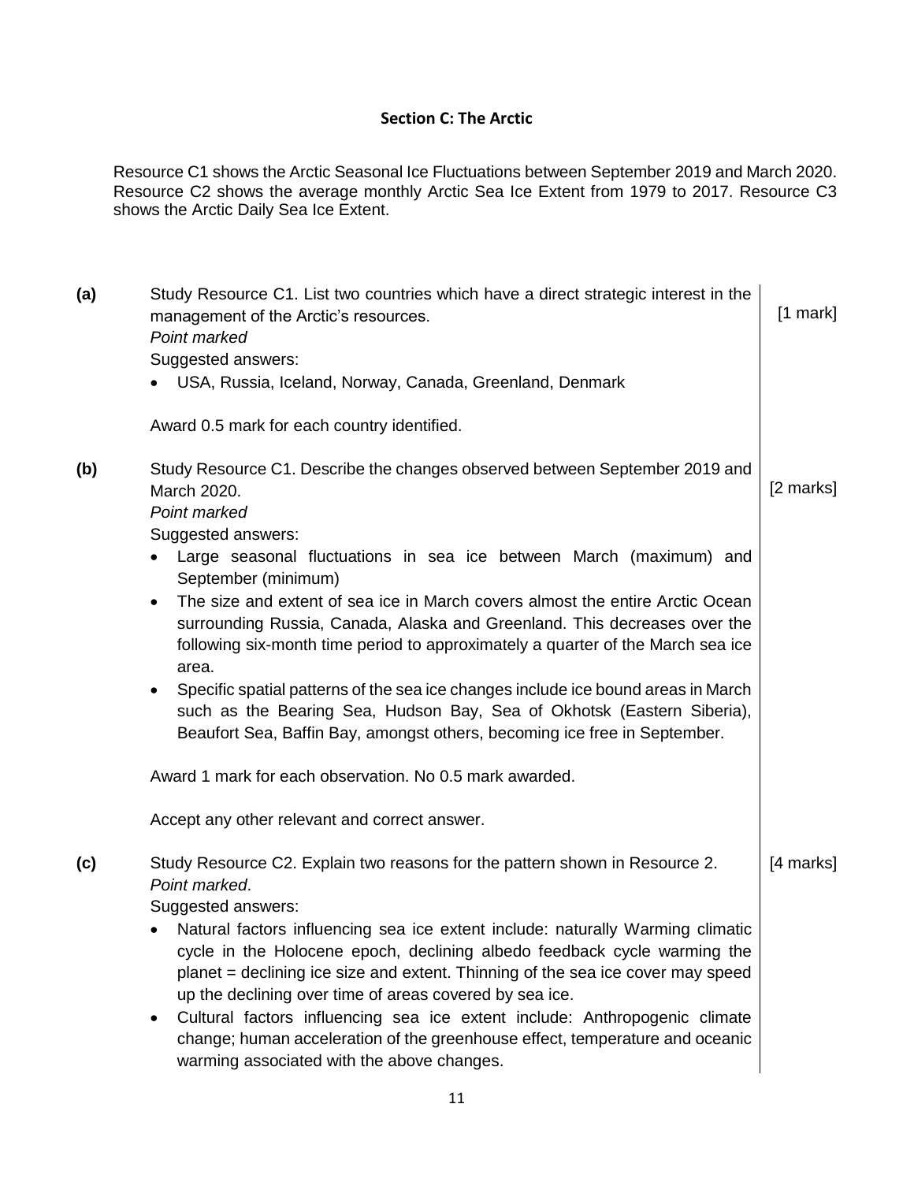## Section C: The Arctic

Resource C1 shows the Arctic Seasonal Ice Fluctuations between September 2019 and March 2020. Resource C2 shows the average monthly Arctic Sea Ice Extent from 1979 to 2017. Resource C3 shows the Arctic Daily Sea Ice Extent.

**(a)** Study Resource C1. List two countries which have a direct strategic interest in the management of the Arctic's resources. [1 mark]

*Point marked*

Suggested answers:

- USA, Russia, Iceland, Norway, Canada, Greenland, Denmark

Award 0.5 mark for each country identified.

**(b)** Study Resource C1. Describe the changes observed between September 2019 and March 2020. [2 marks]

*Point marked*

Suggested answers:

- Large seasonal fluctuations in sea ice between March (maximum) and September (minimum)
- The size and extent of sea ice in March covers almost the entire Arctic Ocean surrounding Russia, Canada, Alaska and Greenland. This decreases over the following six-month time period to approximately a quarter of the March sea ice area.
- Specific spatial patterns of the sea ice changes include ice bound areas in March such as the Bearing Sea, Hudson Bay, Sea of Okhotsk (Eastern Siberia), Beaufort Sea, Baffin Bay, amongst others, becoming ice free in September.

Award 1 mark for each observation. No 0.5 mark awarded.

Accept any other relevant and correct answer.

**(c)** Study Resource C2. Explain two reasons for the pattern shown in Resource 2. [4 marks]

*Point marked*.

Suggested answers:

- Natural factors influencing sea ice extent include: naturally Warming climatic cycle in the Holocene epoch, declining albedo feedback cycle warming the planet = declining ice size and extent. Thinning of the sea ice cover may speed up the declining over time of areas covered by sea ice.
- Cultural factors influencing sea ice extent include: Anthropogenic climate change; human acceleration of the greenhouse effect, temperature and oceanic warming associated with the above changes.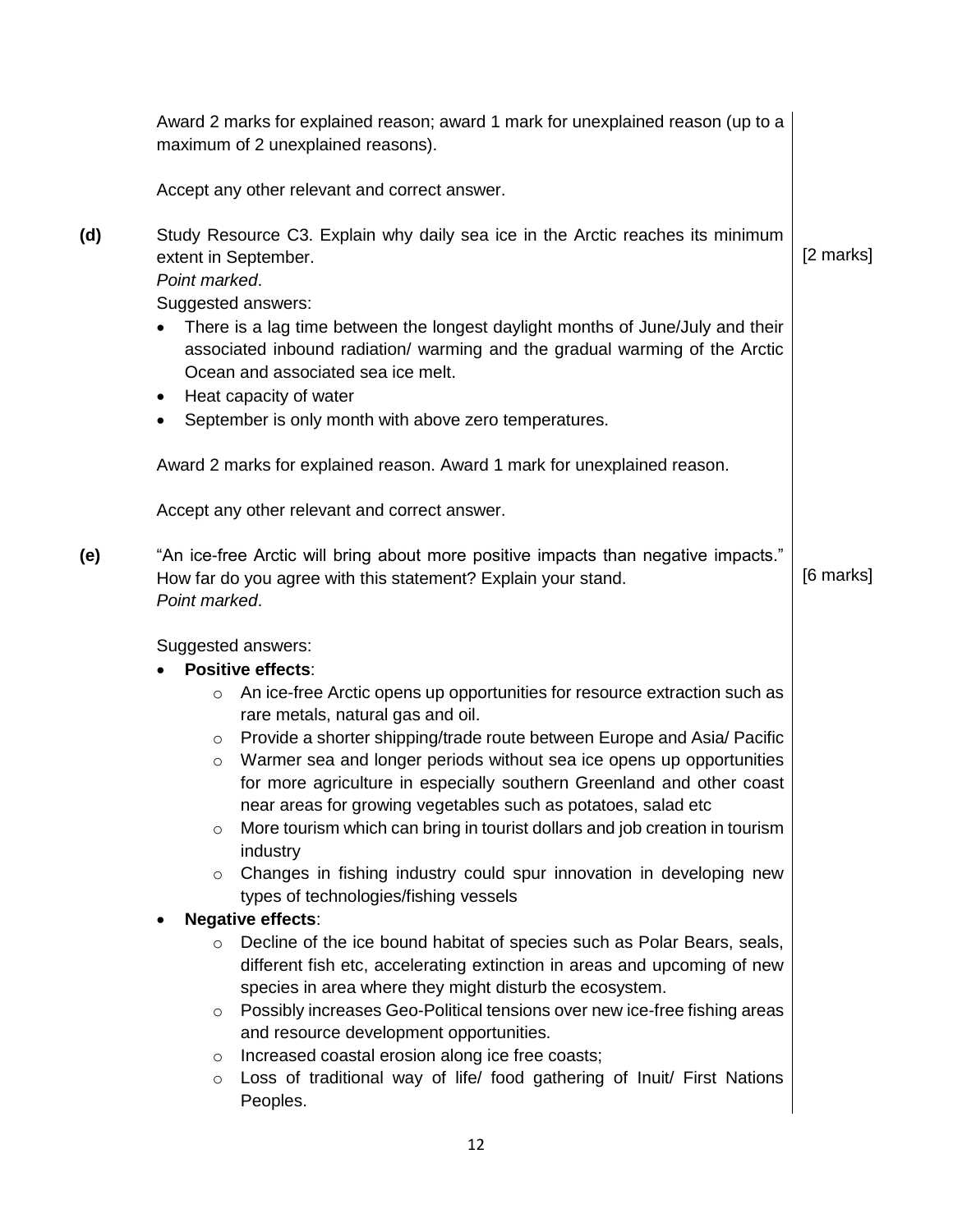Award 2 marks for explained reason; award 1 mark for unexplained reason (up to a maximum of 2 unexplained reasons).

Accept any other relevant and correct answer.

**(d)** Study Resource C3. Explain why daily sea ice in the Arctic reaches its minimum extent in September. [2 marks]

*Point marked*.

Suggested answers:

- There is a lag time between the longest daylight months of June/July and their associated inbound radiation/ warming and the gradual warming of the Arctic Ocean and associated sea ice melt.
- Heat capacity of water
- September is only month with above zero temperatures.

Award 2 marks for explained reason. Award 1 mark for unexplained reason.

Accept any other relevant and correct answer.

**(e)** "An ice-free Arctic will bring about more positive impacts than negative impacts." How far do you agree with this statement? Explain your stand. [6 marks]

*Point marked*.

Suggested answers:

- **Positive effects**:
  - An ice-free Arctic opens up opportunities for resource extraction such as rare metals, natural gas and oil.
  - Provide a shorter shipping/trade route between Europe and Asia/ Pacific
  - Warmer sea and longer periods without sea ice opens up opportunities for more agriculture in especially southern Greenland and other coast near areas for growing vegetables such as potatoes, salad etc
  - More tourism which can bring in tourist dollars and job creation in tourism industry
  - Changes in fishing industry could spur innovation in developing new types of technologies/fishing vessels
- **Negative effects**:
  - Decline of the ice bound habitat of species such as Polar Bears, seals, different fish etc, accelerating extinction in areas and upcoming of new species in area where they might disturb the ecosystem.
  - Possibly increases Geo-Political tensions over new ice-free fishing areas and resource development opportunities.
  - Increased coastal erosion along ice free coasts;
  - Loss of traditional way of life/ food gathering of Inuit/ First Nations Peoples.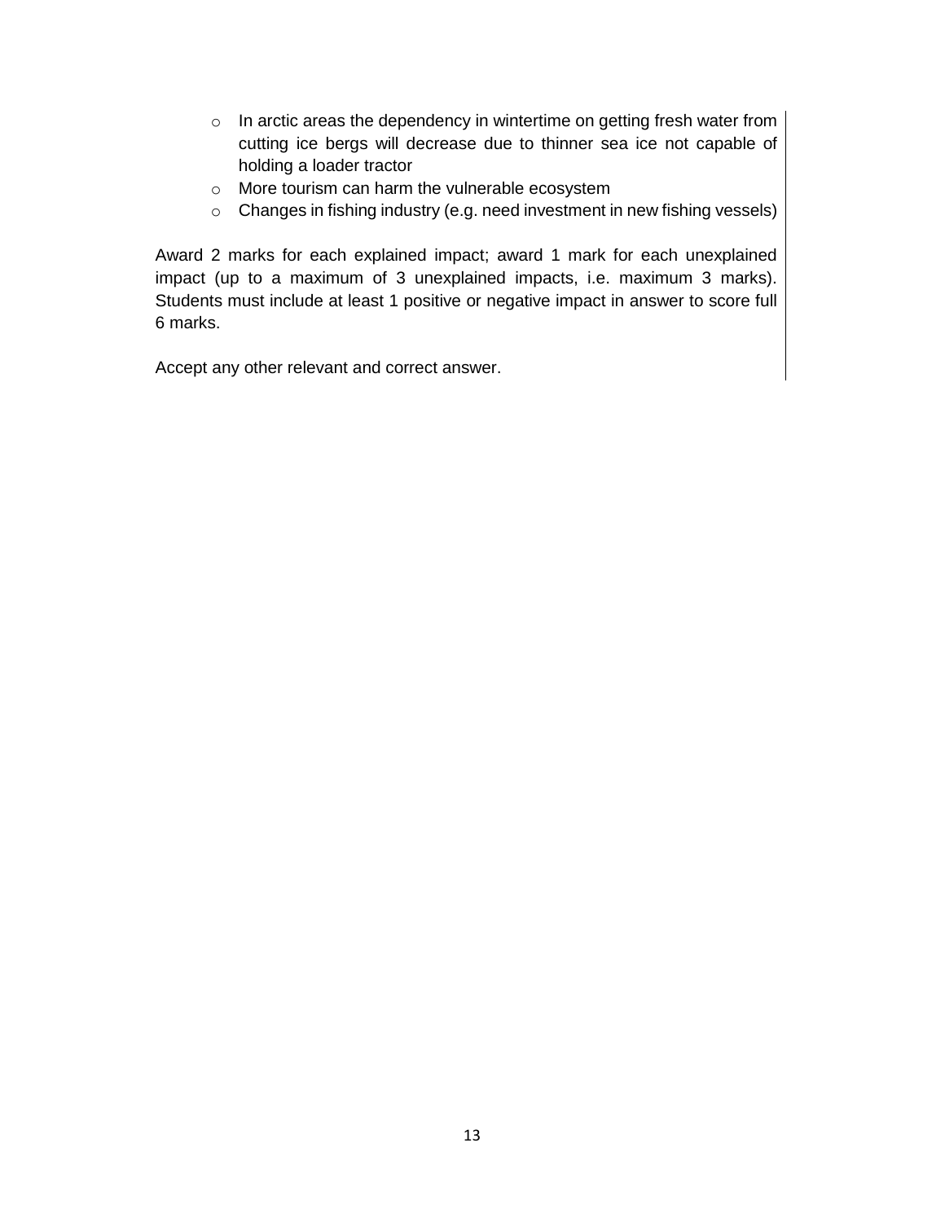- In arctic areas the dependency in wintertime on getting fresh water from cutting ice bergs will decrease due to thinner sea ice not capable of holding a loader tractor
- More tourism can harm the vulnerable ecosystem
- Changes in fishing industry (e.g. need investment in new fishing vessels)

Award 2 marks for each explained impact; award 1 mark for each unexplained impact (up to a maximum of 3 unexplained impacts, i.e. maximum 3 marks). Students must include at least 1 positive or negative impact in answer to score full 6 marks.

Accept any other relevant and correct answer.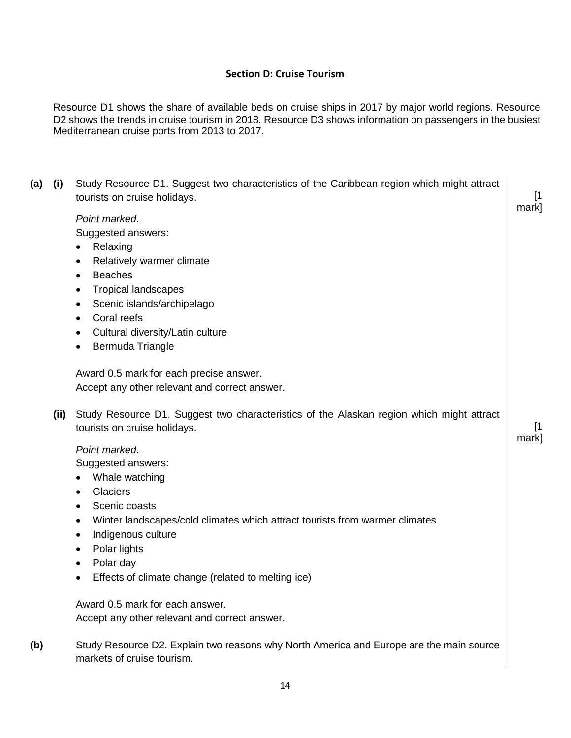## Section D: Cruise Tourism

Resource D1 shows the share of available beds on cruise ships in 2017 by major world regions. Resource D2 shows the trends in cruise tourism in 2018. Resource D3 shows information on passengers in the busiest Mediterranean cruise ports from 2013 to 2017.

**(a) (i)** Study Resource D1. Suggest two characteristics of the Caribbean region which might attract tourists on cruise holidays. [1 mark]

*Point marked*.

Suggested answers:

- Relaxing
- Relatively warmer climate
- Beaches
- Tropical landscapes
- Scenic islands/archipelago
- Coral reefs
- Cultural diversity/Latin culture
- Bermuda Triangle

Award 0.5 mark for each precise answer.
Accept any other relevant and correct answer.

**(ii)** Study Resource D1. Suggest two characteristics of the Alaskan region which might attract tourists on cruise holidays. [1 mark]

*Point marked*.

Suggested answers:

- Whale watching
- Glaciers
- Scenic coasts
- Winter landscapes/cold climates which attract tourists from warmer climates
- Indigenous culture
- Polar lights
- Polar day
- Effects of climate change (related to melting ice)

Award 0.5 mark for each answer.
Accept any other relevant and correct answer.

**(b)** Study Resource D2. Explain two reasons why North America and Europe are the main source markets of cruise tourism.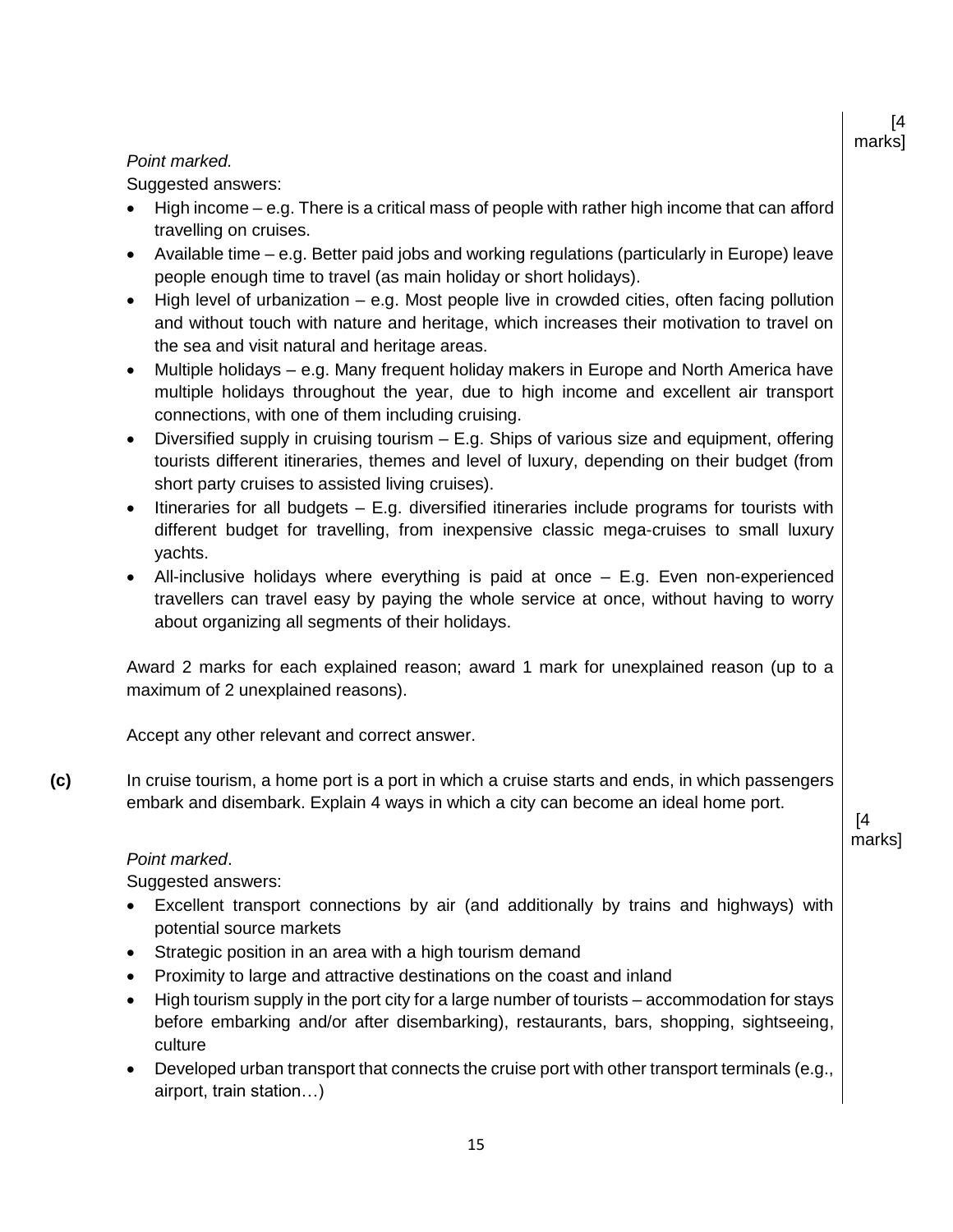[4 marks]

*Point marked.*

Suggested answers:

- High income – e.g. There is a critical mass of people with rather high income that can afford travelling on cruises.
- Available time – e.g. Better paid jobs and working regulations (particularly in Europe) leave people enough time to travel (as main holiday or short holidays).
- High level of urbanization – e.g. Most people live in crowded cities, often facing pollution and without touch with nature and heritage, which increases their motivation to travel on the sea and visit natural and heritage areas.
- Multiple holidays – e.g. Many frequent holiday makers in Europe and North America have multiple holidays throughout the year, due to high income and excellent air transport connections, with one of them including cruising.
- Diversified supply in cruising tourism – E.g. Ships of various size and equipment, offering tourists different itineraries, themes and level of luxury, depending on their budget (from short party cruises to assisted living cruises).
- Itineraries for all budgets – E.g. diversified itineraries include programs for tourists with different budget for travelling, from inexpensive classic mega-cruises to small luxury yachts.
- All-inclusive holidays where everything is paid at once – E.g. Even non-experienced travellers can travel easy by paying the whole service at once, without having to worry about organizing all segments of their holidays.

Award 2 marks for each explained reason; award 1 mark for unexplained reason (up to a maximum of 2 unexplained reasons).

Accept any other relevant and correct answer.

**(c)** In cruise tourism, a home port is a port in which a cruise starts and ends, in which passengers embark and disembark. Explain 4 ways in which a city can become an ideal home port. [4 marks]

*Point marked*.

Suggested answers:

- Excellent transport connections by air (and additionally by trains and highways) with potential source markets
- Strategic position in an area with a high tourism demand
- Proximity to large and attractive destinations on the coast and inland
- High tourism supply in the port city for a large number of tourists – accommodation for stays before embarking and/or after disembarking), restaurants, bars, shopping, sightseeing, culture
- Developed urban transport that connects the cruise port with other transport terminals (e.g., airport, train station…)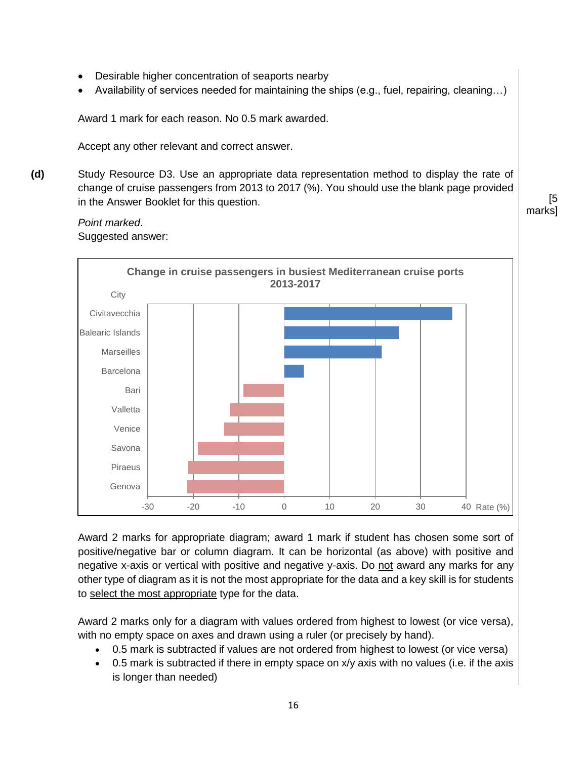- Desirable higher concentration of seaports nearby
- Availability of services needed for maintaining the ships (e.g., fuel, repairing, cleaning…)

Award 1 mark for each reason. No 0.5 mark awarded.

Accept any other relevant and correct answer.

**(d)** Study Resource D3. Use an appropriate data representation method to display the rate of change of cruise passengers from 2013 to 2017 (%). You should use the blank page provided in the Answer Booklet for this question. [5 marks]

*Point marked.*
Suggested answer:

**Change in cruise passengers in busiest Mediterranean cruise ports 2013-2017**

| City | Rate (%) |
|---|---|
| Civitavecchia | ≈ 37 |
| Balearic Islands | ≈ 25 |
| Marseilles | ≈ 21 |
| Barcelona | ≈ 4 |
| Bari | ≈ -9 |
| Valletta | ≈ -12 |
| Venice | ≈ -13 |
| Savona | ≈ -19 |
| Piraeus | ≈ -21 |
| Genova | ≈ -21 |

(Horizontal bar chart; x-axis: Rate (%) from -30 to 40; y-axis: City)

Award 2 marks for appropriate diagram; award 1 mark if student has chosen some sort of positive/negative bar or column diagram. It can be horizontal (as above) with positive and negative x-axis or vertical with positive and negative y-axis. Do not award any marks for any other type of diagram as it is not the most appropriate for the data and a key skill is for students to select the most appropriate type for the data.

Award 2 marks only for a diagram with values ordered from highest to lowest (or vice versa), with no empty space on axes and drawn using a ruler (or precisely by hand).

- 0.5 mark is subtracted if values are not ordered from highest to lowest (or vice versa)
- 0.5 mark is subtracted if there in empty space on x/y axis with no values (i.e. if the axis is longer than needed)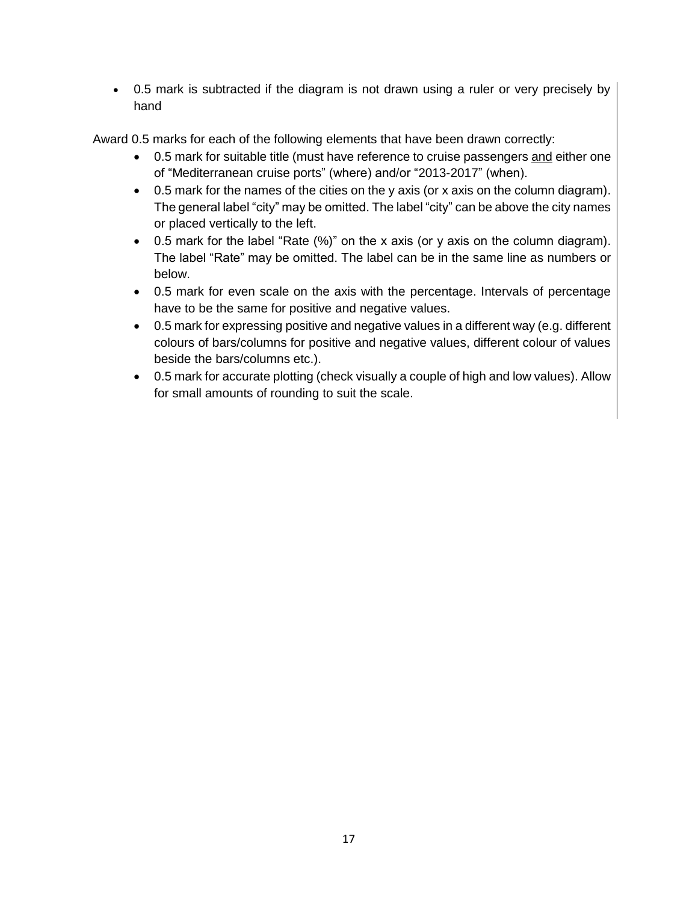- 0.5 mark is subtracted if the diagram is not drawn using a ruler or very precisely by hand

Award 0.5 marks for each of the following elements that have been drawn correctly:

- 0.5 mark for suitable title (must have reference to cruise passengers <u>and</u> either one of "Mediterranean cruise ports" (where) and/or "2013-2017" (when).
- 0.5 mark for the names of the cities on the y axis (or x axis on the column diagram). The general label "city" may be omitted. The label "city" can be above the city names or placed vertically to the left.
- 0.5 mark for the label "Rate (%)" on the x axis (or y axis on the column diagram). The label "Rate" may be omitted. The label can be in the same line as numbers or below.
- 0.5 mark for even scale on the axis with the percentage. Intervals of percentage have to be the same for positive and negative values.
- 0.5 mark for expressing positive and negative values in a different way (e.g. different colours of bars/columns for positive and negative values, different colour of values beside the bars/columns etc.).
- 0.5 mark for accurate plotting (check visually a couple of high and low values). Allow for small amounts of rounding to suit the scale.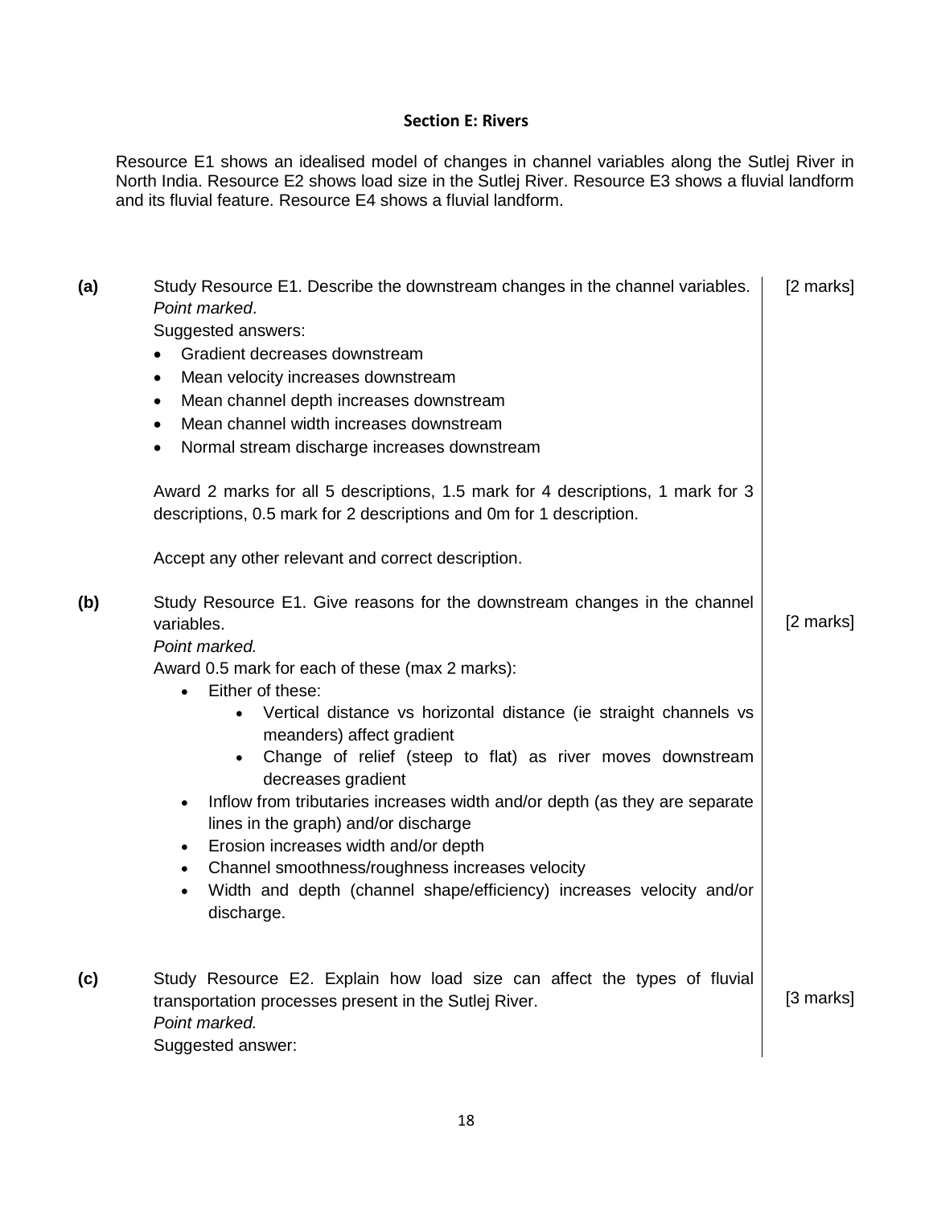## Section E: Rivers

Resource E1 shows an idealised model of changes in channel variables along the Sutlej River in North India. Resource E2 shows load size in the Sutlej River. Resource E3 shows a fluvial landform and its fluvial feature. Resource E4 shows a fluvial landform.

**(a)** Study Resource E1. Describe the downstream changes in the channel variables. [2 marks]

*Point marked*.

Suggested answers:

- Gradient decreases downstream
- Mean velocity increases downstream
- Mean channel depth increases downstream
- Mean channel width increases downstream
- Normal stream discharge increases downstream

Award 2 marks for all 5 descriptions, 1.5 mark for 4 descriptions, 1 mark for 3 descriptions, 0.5 mark for 2 descriptions and 0m for 1 description.

Accept any other relevant and correct description.

**(b)** Study Resource E1. Give reasons for the downstream changes in the channel variables. [2 marks]

*Point marked.*

Award 0.5 mark for each of these (max 2 marks):

- Either of these:
  - Vertical distance vs horizontal distance (ie straight channels vs meanders) affect gradient
  - Change of relief (steep to flat) as river moves downstream decreases gradient
- Inflow from tributaries increases width and/or depth (as they are separate lines in the graph) and/or discharge
- Erosion increases width and/or depth
- Channel smoothness/roughness increases velocity
- Width and depth (channel shape/efficiency) increases velocity and/or discharge.

**(c)** Study Resource E2. Explain how load size can affect the types of fluvial transportation processes present in the Sutlej River. [3 marks]

*Point marked.*

Suggested answer: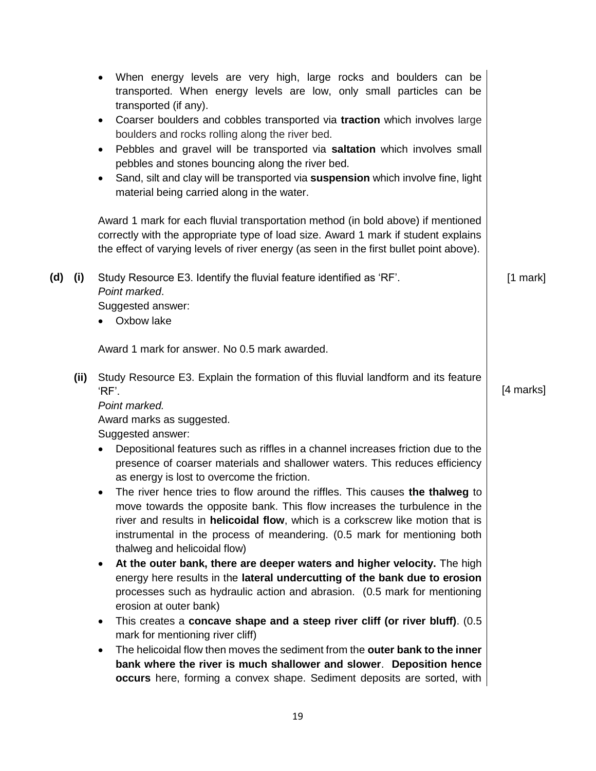- When energy levels are very high, large rocks and boulders can be transported. When energy levels are low, only small particles can be transported (if any).
- Coarser boulders and cobbles transported via **traction** which involves large boulders and rocks rolling along the river bed.
- Pebbles and gravel will be transported via **saltation** which involves small pebbles and stones bouncing along the river bed.
- Sand, silt and clay will be transported via **suspension** which involve fine, light material being carried along in the water.

Award 1 mark for each fluvial transportation method (in bold above) if mentioned correctly with the appropriate type of load size. Award 1 mark if student explains the effect of varying levels of river energy (as seen in the first bullet point above).

**(d) (i)** Study Resource E3. Identify the fluvial feature identified as 'RF'. [1 mark]

*Point marked*.

Suggested answer:

- Oxbow lake

Award 1 mark for answer. No 0.5 mark awarded.

**(ii)** Study Resource E3. Explain the formation of this fluvial landform and its feature 'RF'. [4 marks]

*Point marked.*

Award marks as suggested.

Suggested answer:

- Depositional features such as riffles in a channel increases friction due to the presence of coarser materials and shallower waters. This reduces efficiency as energy is lost to overcome the friction.
- The river hence tries to flow around the riffles. This causes **the thalweg** to move towards the opposite bank. This flow increases the turbulence in the river and results in **helicoidal flow**, which is a corkscrew like motion that is instrumental in the process of meandering. (0.5 mark for mentioning both thalweg and helicoidal flow)
- **At the outer bank, there are deeper waters and higher velocity.** The high energy here results in the **lateral undercutting of the bank due to erosion** processes such as hydraulic action and abrasion. (0.5 mark for mentioning erosion at outer bank)
- This creates a **concave shape and a steep river cliff (or river bluff)**. (0.5 mark for mentioning river cliff)
- The helicoidal flow then moves the sediment from the **outer bank to the inner bank where the river is much shallower and slower**. **Deposition hence occurs** here, forming a convex shape. Sediment deposits are sorted, with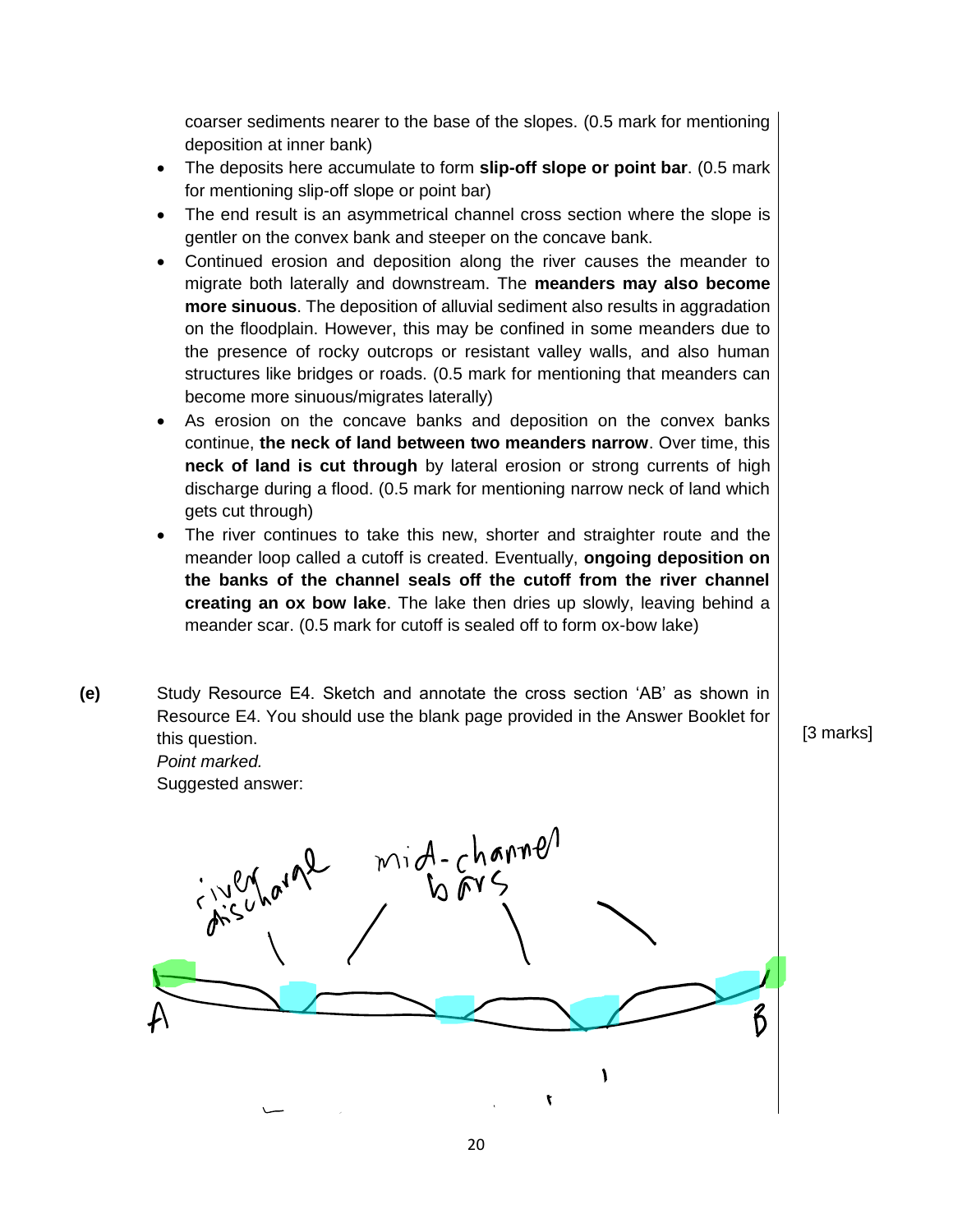coarser sediments nearer to the base of the slopes. (0.5 mark for mentioning deposition at inner bank)

- The deposits here accumulate to form **slip-off slope or point bar**. (0.5 mark for mentioning slip-off slope or point bar)
- The end result is an asymmetrical channel cross section where the slope is gentler on the convex bank and steeper on the concave bank.
- Continued erosion and deposition along the river causes the meander to migrate both laterally and downstream. The **meanders may also become more sinuous**. The deposition of alluvial sediment also results in aggradation on the floodplain. However, this may be confined in some meanders due to the presence of rocky outcrops or resistant valley walls, and also human structures like bridges or roads. (0.5 mark for mentioning that meanders can become more sinuous/migrates laterally)
- As erosion on the concave banks and deposition on the convex banks continue, **the neck of land between two meanders narrow**. Over time, this **neck of land is cut through** by lateral erosion or strong currents of high discharge during a flood. (0.5 mark for mentioning narrow neck of land which gets cut through)
- The river continues to take this new, shorter and straighter route and the meander loop called a cutoff is created. Eventually, **ongoing deposition on the banks of the channel seals off the cutoff from the river channel creating an ox bow lake**. The lake then dries up slowly, leaving behind a meander scar. (0.5 mark for cutoff is sealed off to form ox-bow lake)

**(e)** Study Resource E4. Sketch and annotate the cross section 'AB' as shown in Resource E4. You should use the blank page provided in the Answer Booklet for this question. [3 marks]

*Point marked.*

Suggested answer:

[Sketch of cross section A–B with annotations: "river discharge", "mid-channel bars"]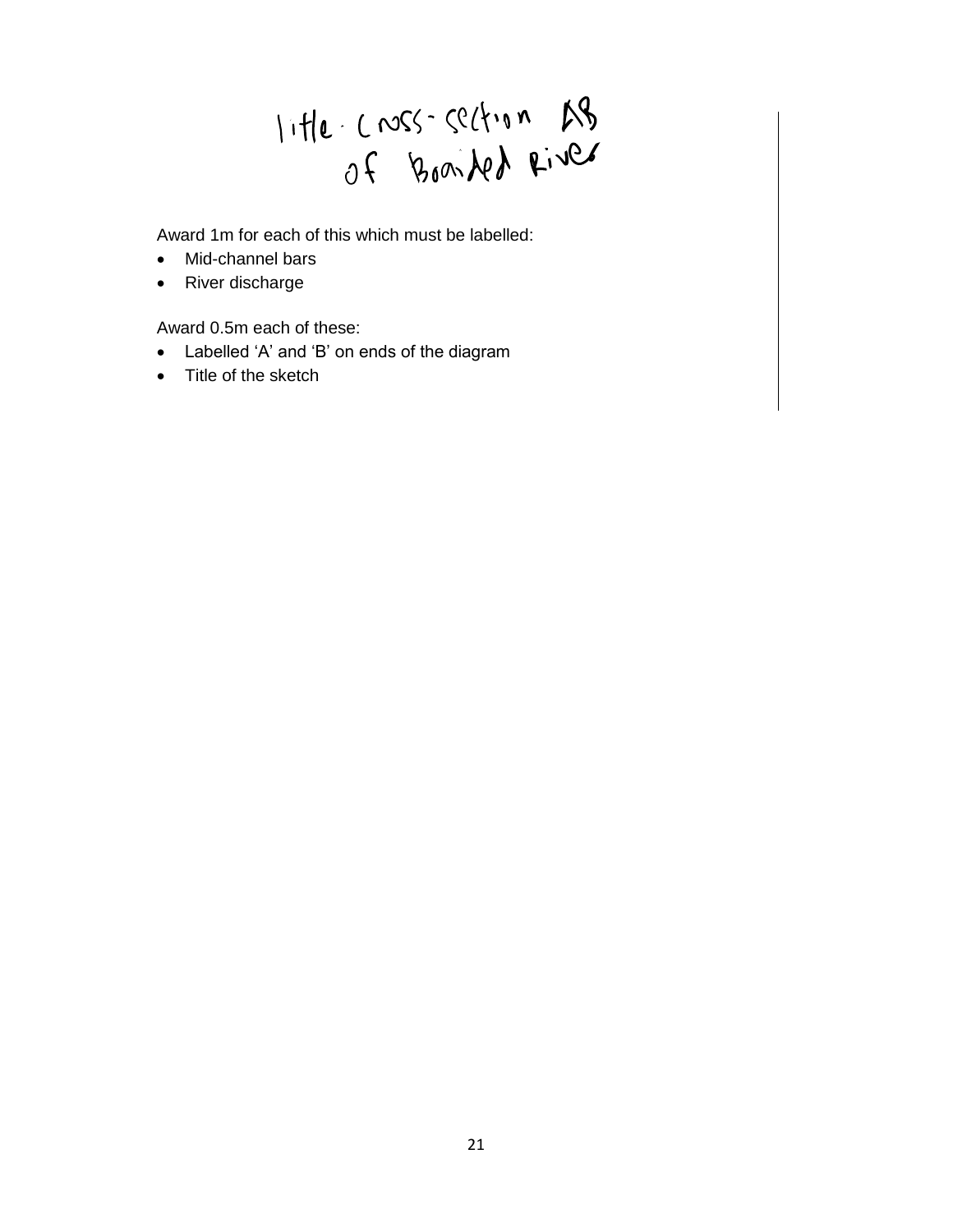Title - Cross-section AB of Braided River

Award 1m for each of this which must be labelled:

- Mid-channel bars
- River discharge

Award 0.5m each of these:

- Labelled 'A' and 'B' on ends of the diagram
- Title of the sketch